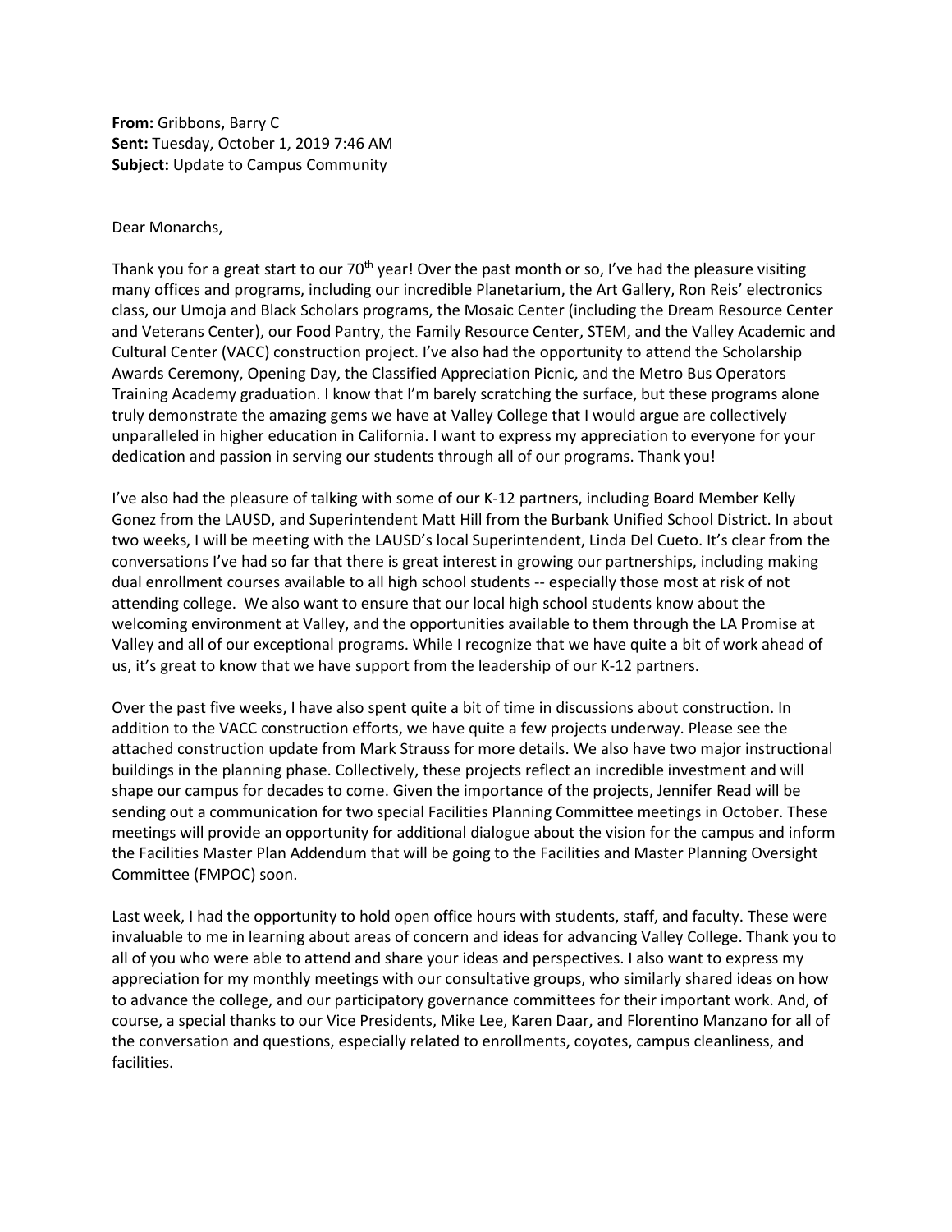**From:** Gribbons, Barry C
**Sent:** Tuesday, October 1, 2019 7:46 AM
**Subject:** Update to Campus Community

Dear Monarchs,

Thank you for a great start to our 70th year! Over the past month or so, I've had the pleasure visiting many offices and programs, including our incredible Planetarium, the Art Gallery, Ron Reis' electronics class, our Umoja and Black Scholars programs, the Mosaic Center (including the Dream Resource Center and Veterans Center), our Food Pantry, the Family Resource Center, STEM, and the Valley Academic and Cultural Center (VACC) construction project. I've also had the opportunity to attend the Scholarship Awards Ceremony, Opening Day, the Classified Appreciation Picnic, and the Metro Bus Operators Training Academy graduation. I know that I'm barely scratching the surface, but these programs alone truly demonstrate the amazing gems we have at Valley College that I would argue are collectively unparalleled in higher education in California. I want to express my appreciation to everyone for your dedication and passion in serving our students through all of our programs. Thank you!

I've also had the pleasure of talking with some of our K-12 partners, including Board Member Kelly Gonez from the LAUSD, and Superintendent Matt Hill from the Burbank Unified School District. In about two weeks, I will be meeting with the LAUSD's local Superintendent, Linda Del Cueto. It's clear from the conversations I've had so far that there is great interest in growing our partnerships, including making dual enrollment courses available to all high school students -- especially those most at risk of not attending college. We also want to ensure that our local high school students know about the welcoming environment at Valley, and the opportunities available to them through the LA Promise at Valley and all of our exceptional programs. While I recognize that we have quite a bit of work ahead of us, it's great to know that we have support from the leadership of our K-12 partners.

Over the past five weeks, I have also spent quite a bit of time in discussions about construction. In addition to the VACC construction efforts, we have quite a few projects underway. Please see the attached construction update from Mark Strauss for more details. We also have two major instructional buildings in the planning phase. Collectively, these projects reflect an incredible investment and will shape our campus for decades to come. Given the importance of the projects, Jennifer Read will be sending out a communication for two special Facilities Planning Committee meetings in October. These meetings will provide an opportunity for additional dialogue about the vision for the campus and inform the Facilities Master Plan Addendum that will be going to the Facilities and Master Planning Oversight Committee (FMPOC) soon.

Last week, I had the opportunity to hold open office hours with students, staff, and faculty. These were invaluable to me in learning about areas of concern and ideas for advancing Valley College. Thank you to all of you who were able to attend and share your ideas and perspectives. I also want to express my appreciation for my monthly meetings with our consultative groups, who similarly shared ideas on how to advance the college, and our participatory governance committees for their important work. And, of course, a special thanks to our Vice Presidents, Mike Lee, Karen Daar, and Florentino Manzano for all of the conversation and questions, especially related to enrollments, coyotes, campus cleanliness, and facilities.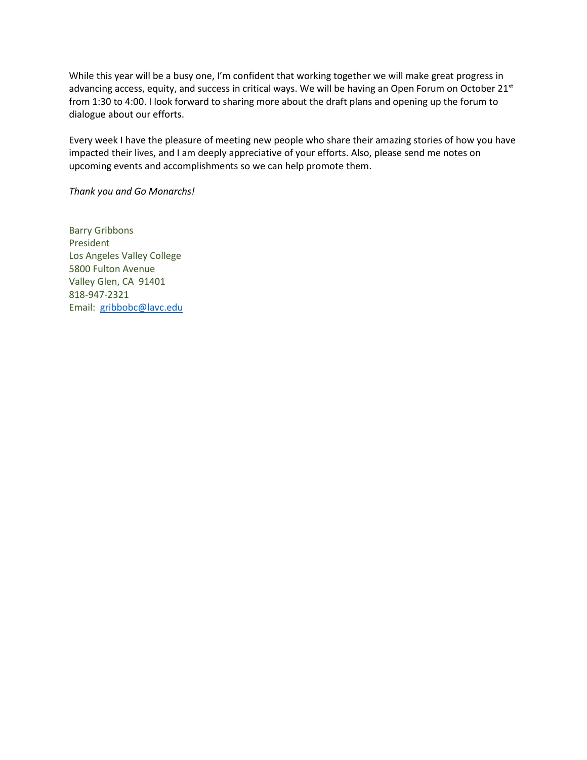While this year will be a busy one, I'm confident that working together we will make great progress in advancing access, equity, and success in critical ways. We will be having an Open Forum on October 21st from 1:30 to 4:00. I look forward to sharing more about the draft plans and opening up the forum to dialogue about our efforts.

Every week I have the pleasure of meeting new people who share their amazing stories of how you have impacted their lives, and I am deeply appreciative of your efforts. Also, please send me notes on upcoming events and accomplishments so we can help promote them.

*Thank you and Go Monarchs!*

Barry Gribbons
President
Los Angeles Valley College
5800 Fulton Avenue
Valley Glen, CA 91401
818-947-2321
Email: gribbobc@lavc.edu